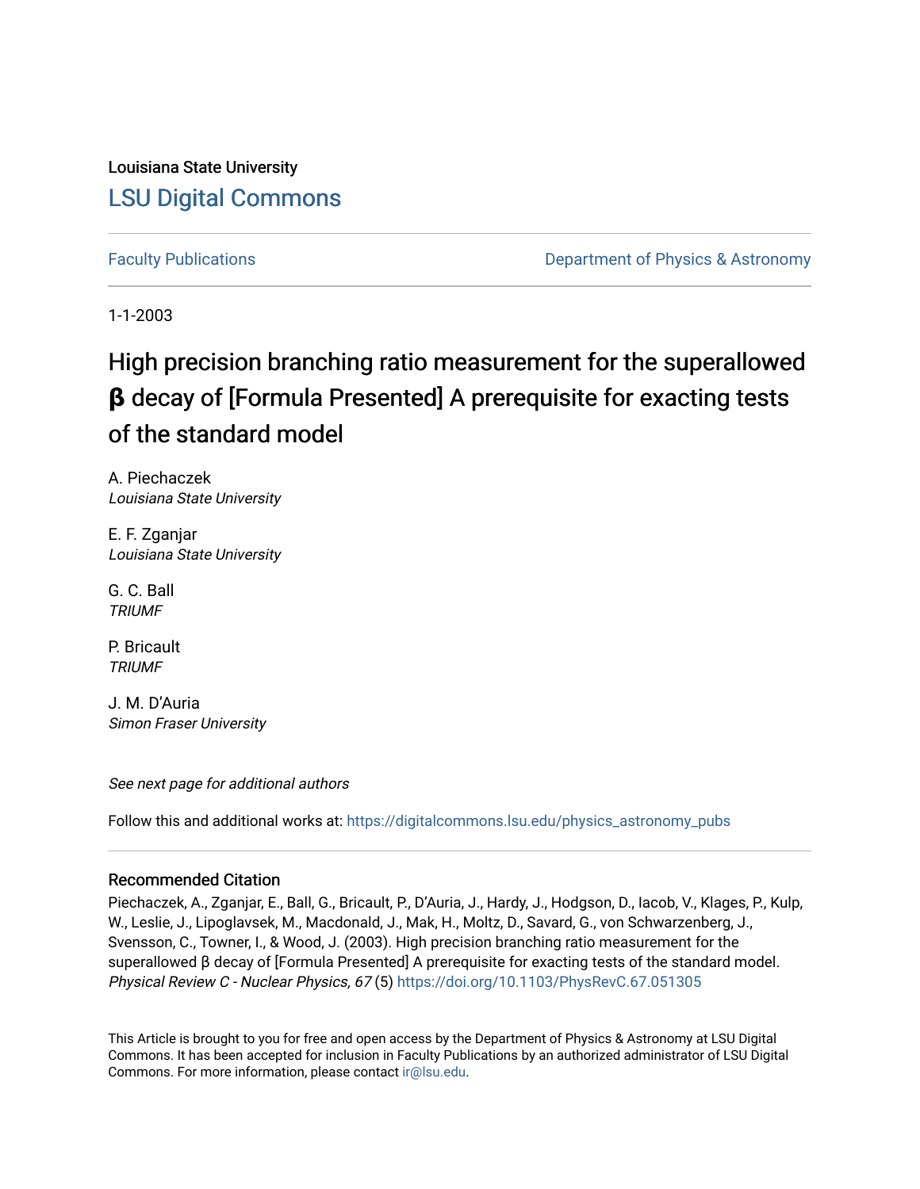Louisiana State University

# LSU Digital Commons

Faculty Publications

Department of Physics & Astronomy

1-1-2003

# High precision branching ratio measurement for the superallowed **β** decay of [Formula Presented] A prerequisite for exacting tests of the standard model

A. Piechaczek
*Louisiana State University*

E. F. Zganjar
*Louisiana State University*

G. C. Ball
*TRIUMF*

P. Bricault
*TRIUMF*

J. M. D'Auria
*Simon Fraser University*

*See next page for additional authors*

Follow this and additional works at: https://digitalcommons.lsu.edu/physics_astronomy_pubs

## Recommended Citation

Piechaczek, A., Zganjar, E., Ball, G., Bricault, P., D'Auria, J., Hardy, J., Hodgson, D., Iacob, V., Klages, P., Kulp, W., Leslie, J., Lipoglavsek, M., Macdonald, J., Mak, H., Moltz, D., Savard, G., von Schwarzenberg, J., Svensson, C., Towner, I., & Wood, J. (2003). High precision branching ratio measurement for the superallowed β decay of [Formula Presented] A prerequisite for exacting tests of the standard model. *Physical Review C - Nuclear Physics, 67* (5) https://doi.org/10.1103/PhysRevC.67.051305

This Article is brought to you for free and open access by the Department of Physics & Astronomy at LSU Digital Commons. It has been accepted for inclusion in Faculty Publications by an authorized administrator of LSU Digital Commons. For more information, please contact ir@lsu.edu.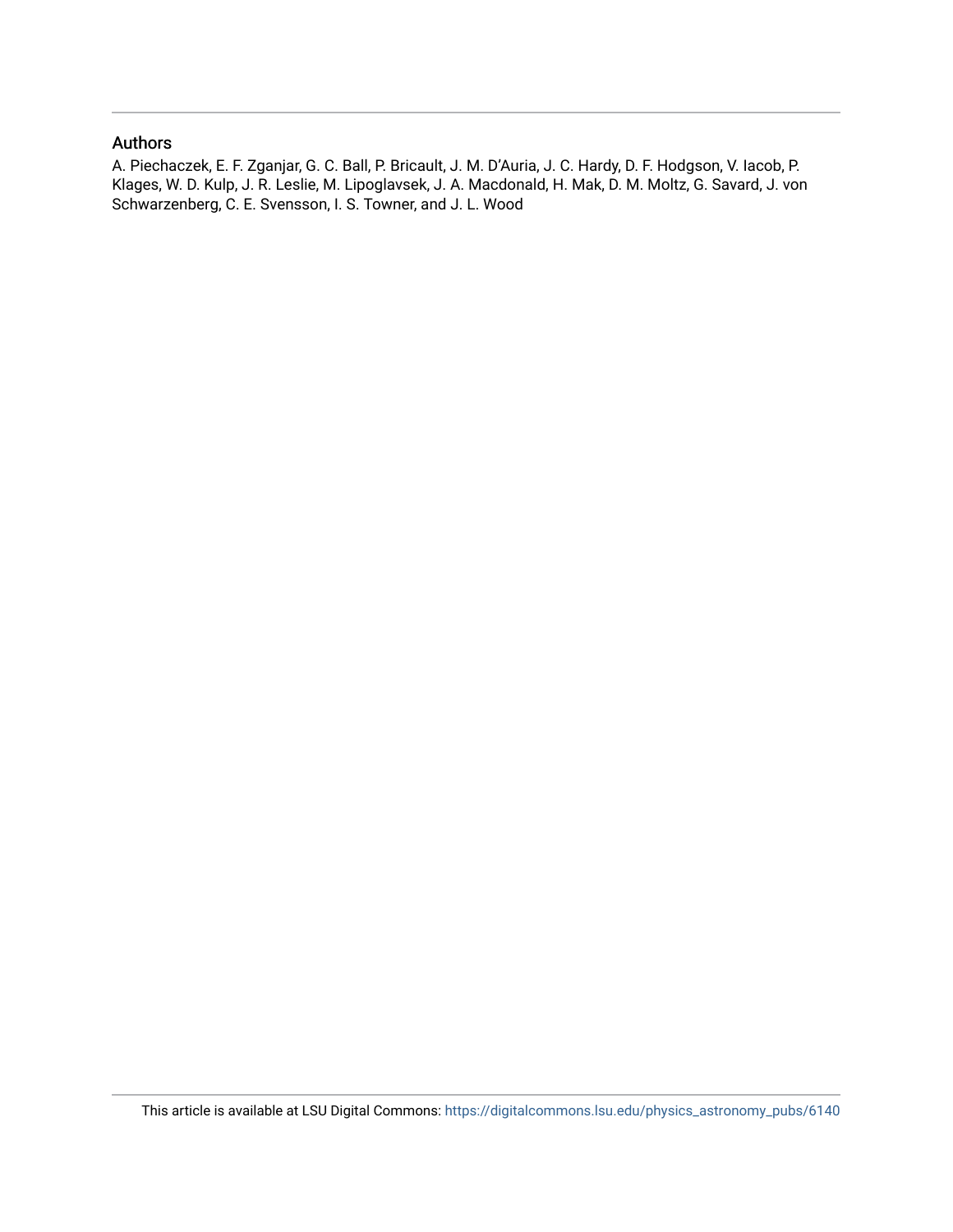## Authors

A. Piechaczek, E. F. Zganjar, G. C. Ball, P. Bricault, J. M. D'Auria, J. C. Hardy, D. F. Hodgson, V. Iacob, P. Klages, W. D. Kulp, J. R. Leslie, M. Lipoglavsek, J. A. Macdonald, H. Mak, D. M. Moltz, G. Savard, J. von Schwarzenberg, C. E. Svensson, I. S. Towner, and J. L. Wood

This article is available at LSU Digital Commons: https://digitalcommons.lsu.edu/physics_astronomy_pubs/6140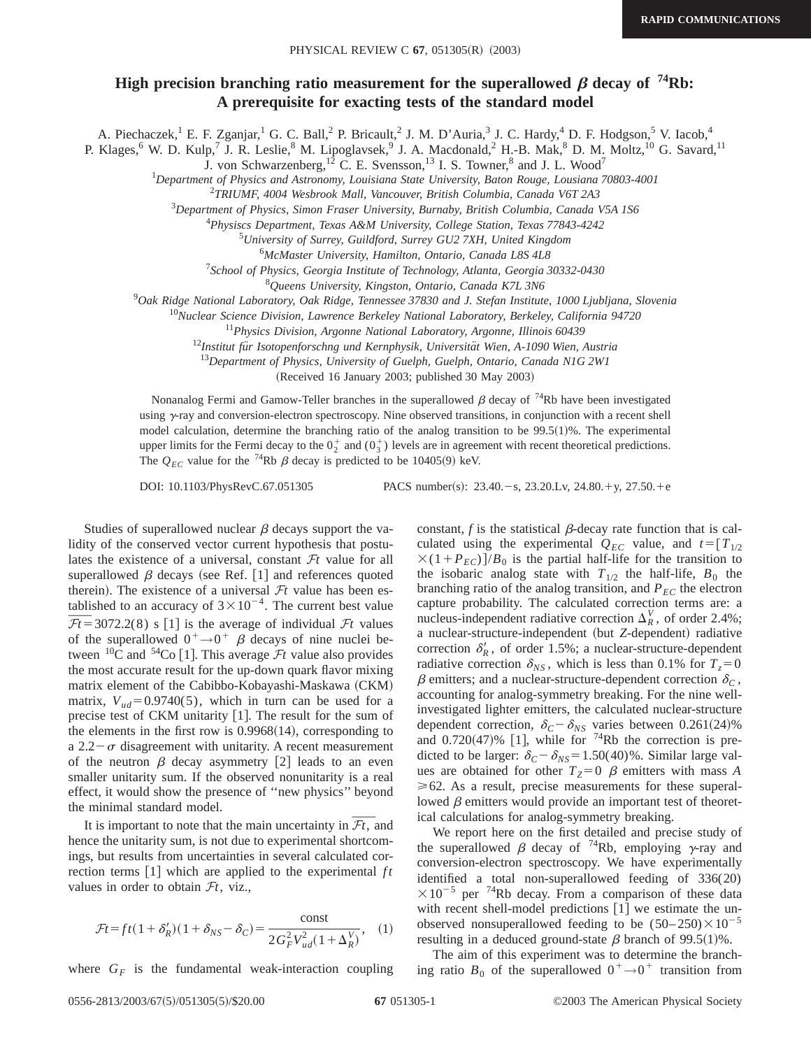# High precision branching ratio measurement for the superallowed $\beta$ decay of $^{74}$Rb: A prerequisite for exacting tests of the standard model

A. Piechaczek,[1] E. F. Zganjar,[1] G. C. Ball,[2] P. Bricault,[2] J. M. D'Auria,[3] J. C. Hardy,[4] D. F. Hodgson,[5] V. Iacob,[4] P. Klages,[6] W. D. Kulp,[7] J. R. Leslie,[8] M. Lipoglavsek,[9] J. A. Macdonald,[2] H.-B. Mak,[8] D. M. Moltz,[10] G. Savard,[11] J. von Schwarzenberg,[12] C. E. Svensson,[13] I. S. Towner,[8] and J. L. Wood[7]

[1]*Department of Physics and Astronomy, Louisiana State University, Baton Rouge, Lousiana 70803-4001*
[2]*TRIUMF, 4004 Wesbrook Mall, Vancouver, British Columbia, Canada V6T 2A3*
[3]*Department of Physics, Simon Fraser University, Burnaby, British Columbia, Canada V5A 1S6*
[4]*Physiscs Department, Texas A&M University, College Station, Texas 77843-4242*
[5]*University of Surrey, Guildford, Surrey GU2 7XH, United Kingdom*
[6]*McMaster University, Hamilton, Ontario, Canada L8S 4L8*
[7]*School of Physics, Georgia Institute of Technology, Atlanta, Georgia 30332-0430*
[8]*Queens University, Kingston, Ontario, Canada K7L 3N6*
[9]*Oak Ridge National Laboratory, Oak Ridge, Tennessee 37830 and J. Stefan Institute, 1000 Ljubljana, Slovenia*
[10]*Nuclear Science Division, Lawrence Berkeley National Laboratory, Berkeley, California 94720*
[11]*Physics Division, Argonne National Laboratory, Argonne, Illinois 60439*
[12]*Institut für Isotopenforschng und Kernphysik, Universität Wien, A-1090 Wien, Austria*
[13]*Department of Physics, University of Guelph, Guelph, Ontario, Canada N1G 2W1*

(Received 16 January 2003; published 30 May 2003)

Nonanalog Fermi and Gamow-Teller branches in the superallowed $\beta$ decay of $^{74}$Rb have been investigated using $\gamma$-ray and conversion-electron spectroscopy. Nine observed transitions, in conjunction with a recent shell model calculation, determine the branching ratio of the analog transition to be 99.5(1)%. The experimental upper limits for the Fermi decay to the $0_2^+$ and $(0_3^+)$ levels are in agreement with recent theoretical predictions. The $Q_{EC}$ value for the $^{74}$Rb $\beta$ decay is predicted to be 10405(9) keV.

DOI: 10.1103/PhysRevC.67.051305 PACS number(s): 23.40.−s, 23.20.Lv, 24.80.+y, 27.50.+e

Studies of superallowed nuclear $\beta$ decays support the validity of the conserved vector current hypothesis that postulates the existence of a universal, constant $\mathcal{F}t$ value for all superallowed $\beta$ decays (see Ref. [1] and references quoted therein). The existence of a universal $\mathcal{F}t$ value has been established to an accuracy of $3\times10^{-4}$. The current best value $\overline{\mathcal{F}t}=3072.2(8)$ s [1] is the average of individual $\mathcal{F}t$ values of the superallowed $0^+\rightarrow0^+$ $\beta$ decays of nine nuclei between $^{10}$C and $^{54}$Co [1]. This average $\mathcal{F}t$ value also provides the most accurate result for the up-down quark flavor mixing matrix element of the Cabibbo-Kobayashi-Maskawa (CKM) matrix, $V_{ud}=0.9740(5)$, which in turn can be used for a precise test of CKM unitarity [1]. The result for the sum of the elements in the first row is 0.9968(14), corresponding to a $2.2-\sigma$ disagreement with unitarity. A recent measurement of the neutron $\beta$ decay asymmetry [2] leads to an even smaller unitarity sum. If the observed nonunitarity is a real effect, it would show the presence of "new physics" beyond the minimal standard model.

It is important to note that the main uncertainty in $\overline{\mathcal{F}t}$, and hence the unitarity sum, is not due to experimental shortcomings, but results from uncertainties in several calculated correction terms [1] which are applied to the experimental $ft$ values in order to obtain $\mathcal{F}t$, viz.,

$$\mathcal{F}t=ft(1+\delta_R')(1+\delta_{NS}-\delta_C)=\frac{\text{const}}{2G_F^2V_{ud}^2(1+\Delta_R^V)}, \quad (1)$$

where $G_F$ is the fundamental weak-interaction coupling constant, $f$ is the statistical $\beta$-decay rate function that is calculated using the experimental $Q_{EC}$ value, and $t=[T_{1/2}\times(1+P_{EC})]/B_0$ is the partial half-life for the transition to the isobaric analog state with $T_{1/2}$ the half-life, $B_0$ the branching ratio of the analog transition, and $P_{EC}$ the electron capture probability. The calculated correction terms are: a nucleus-independent radiative correction $\Delta_R^V$, of order 2.4%; a nuclear-structure-independent (but $Z$-dependent) radiative correction $\delta_R'$, of order 1.5%; a nuclear-structure-dependent radiative correction $\delta_{NS}$, which is less than 0.1% for $T_z=0$ $\beta$ emitters; and a nuclear-structure-dependent correction $\delta_C$, accounting for analog-symmetry breaking. For the nine well-investigated lighter emitters, the calculated nuclear-structure dependent correction, $\delta_C-\delta_{NS}$ varies between 0.261(24)% and 0.720(47)% [1], while for $^{74}$Rb the correction is predicted to be larger: $\delta_C-\delta_{NS}=1.50(40)$%. Similar large values are obtained for other $T_Z=0$ $\beta$ emitters with mass $A\geqslant62$. As a result, precise measurements for these superallowed $\beta$ emitters would provide an important test of theoretical calculations for analog-symmetry breaking.

We report here on the first detailed and precise study of the superallowed $\beta$ decay of $^{74}$Rb, employing $\gamma$-ray and conversion-electron spectroscopy. We have experimentally identified a total non-superallowed feeding of 336(20) $\times10^{-5}$ per $^{74}$Rb decay. From a comparison of these data with recent shell-model predictions [1] we estimate the unobserved nonsuperallowed feeding to be $(50\text{–}250)\times10^{-5}$ resulting in a deduced ground-state $\beta$ branch of 99.5(1)%.

The aim of this experiment was to determine the branching ratio $B_0$ of the superallowed $0^+\rightarrow0^+$ transition from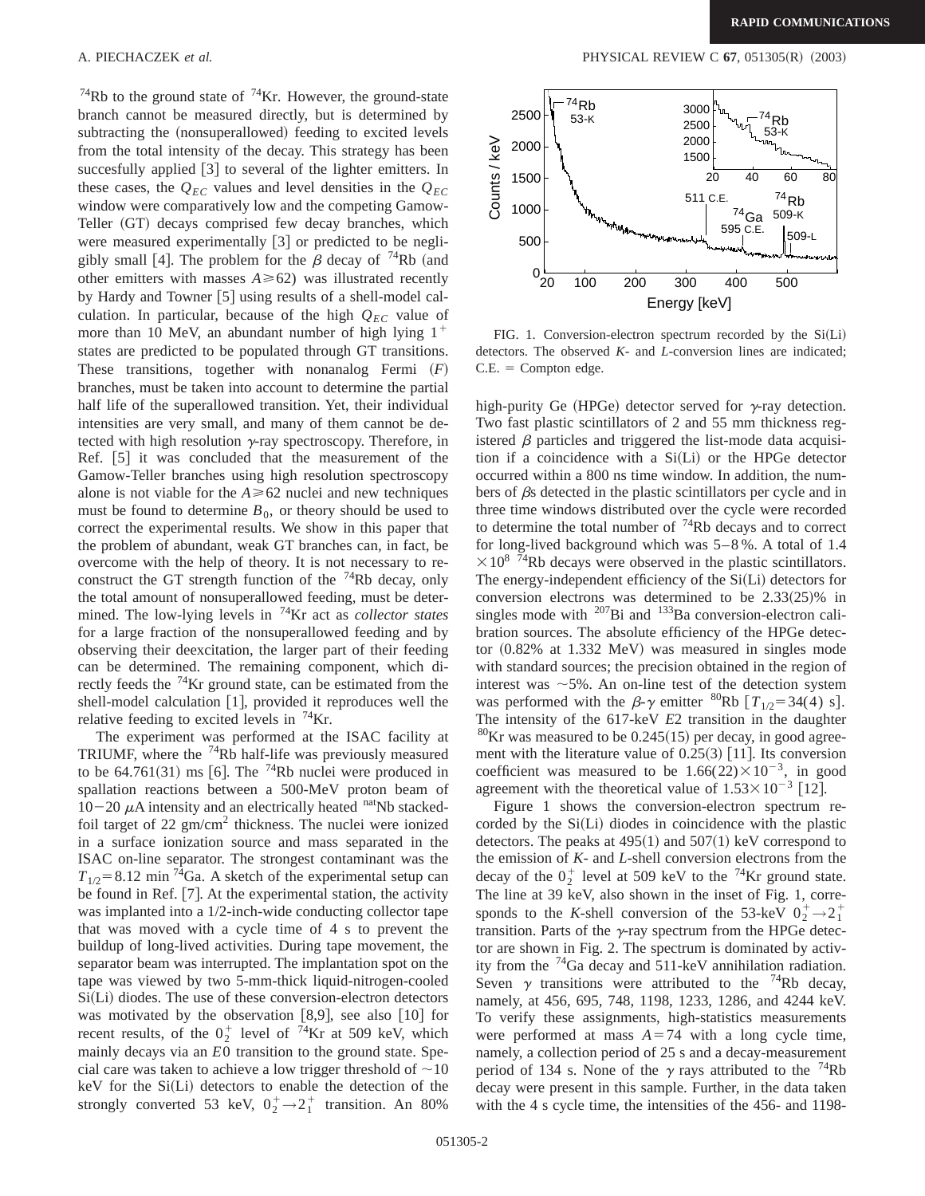$^{74}$Rb to the ground state of $^{74}$Kr. However, the ground-state branch cannot be measured directly, but is determined by subtracting the (nonsuperallowed) feeding to excited levels from the total intensity of the decay. This strategy has been succesfully applied [3] to several of the lighter emitters. In these cases, the $Q_{EC}$ values and level densities in the $Q_{EC}$ window were comparatively low and the competing Gamow-Teller (GT) decays comprised few decay branches, which were measured experimentally [3] or predicted to be negligibly small [4]. The problem for the $\beta$ decay of $^{74}$Rb (and other emitters with masses $A \geq 62$) was illustrated recently by Hardy and Towner [5] using results of a shell-model calculation. In particular, because of the high $Q_{EC}$ value of more than 10 MeV, an abundant number of high lying $1^+$ states are predicted to be populated through GT transitions. These transitions, together with nonanalog Fermi ($F$) branches, must be taken into account to determine the partial half life of the superallowed transition. Yet, their individual intensities are very small, and many of them cannot be detected with high resolution $\gamma$-ray spectroscopy. Therefore, in Ref. [5] it was concluded that the measurement of the Gamow-Teller branches using high resolution spectroscopy alone is not viable for the $A \geq 62$ nuclei and new techniques must be found to determine $B_0$, or theory should be used to correct the experimental results. We show in this paper that the problem of abundant, weak GT branches can, in fact, be overcome with the help of theory. It is not necessary to reconstruct the GT strength function of the $^{74}$Rb decay, only the total amount of nonsuperallowed feeding, must be determined. The low-lying levels in $^{74}$Kr act as *collector states* for a large fraction of the nonsuperallowed feeding and by observing their deexcitation, the larger part of their feeding can be determined. The remaining component, which directly feeds the $^{74}$Kr ground state, can be estimated from the shell-model calculation [1], provided it reproduces well the relative feeding to excited levels in $^{74}$Kr.

The experiment was performed at the ISAC facility at TRIUMF, where the $^{74}$Rb half-life was previously measured to be 64.761(31) ms [6]. The $^{74}$Rb nuclei were produced in spallation reactions between a 500-MeV proton beam of 10–20 $\mu$A intensity and an electrically heated $^{nat}$Nb stacked-foil target of 22 gm/cm$^2$ thickness. The nuclei were ionized in a surface ionization source and mass separated in the ISAC on-line separator. The strongest contaminant was the $T_{1/2}$=8.12 min $^{74}$Ga. A sketch of the experimental setup can be found in Ref. [7]. At the experimental station, the activity was implanted into a 1/2-inch-wide conducting collector tape that was moved with a cycle time of 4 s to prevent the buildup of long-lived activities. During tape movement, the separator beam was interrupted. The implantation spot on the tape was viewed by two 5-mm-thick liquid-nitrogen-cooled Si(Li) diodes. The use of these conversion-electron detectors was motivated by the observation [8,9], see also [10] for recent results, of the $0_2^+$ level of $^{74}$Kr at 509 keV, which mainly decays via an $E0$ transition to the ground state. Special care was taken to achieve a low trigger threshold of ~10 keV for the Si(Li) detectors to enable the detection of the strongly converted 53 keV, $0_2^+ \rightarrow 2_1^+$ transition. An 80% high-purity Ge (HPGe) detector served for $\gamma$-ray detection. Two fast plastic scintillators of 2 and 55 mm thickness registered $\beta$ particles and triggered the list-mode data acquisition if a coincidence with a Si(Li) or the HPGe detector occurred within a 800 ns time window. In addition, the numbers of $\beta$s detected in the plastic scintillators per cycle and in three time windows distributed over the cycle were recorded to determine the total number of $^{74}$Rb decays and to correct for long-lived background which was 5–8%. A total of $1.4 \times 10^8$ $^{74}$Rb decays were observed in the plastic scintillators. The energy-independent efficiency of the Si(Li) detectors for conversion electrons was determined to be 2.33(25)% in singles mode with $^{207}$Bi and $^{133}$Ba conversion-electron calibration sources. The absolute efficiency of the HPGe detector (0.82% at 1.332 MeV) was measured in singles mode with standard sources; the precision obtained in the region of interest was ~5%. An on-line test of the detection system was performed with the $\beta$-$\gamma$ emitter $^{80}$Rb [$T_{1/2}$=34(4) s]. The intensity of the 617-keV $E2$ transition in the daughter $^{80}$Kr was measured to be 0.245(15) per decay, in good agreement with the literature value of 0.25(3) [11]. Its conversion coefficient was measured to be $1.66(22) \times 10^{-3}$, in good agreement with the theoretical value of $1.53 \times 10^{-3}$ [12].

FIG. 1. Conversion-electron spectrum recorded by the Si(Li) detectors. The observed $K$- and $L$-conversion lines are indicated; C.E. = Compton edge.

Figure 1 shows the conversion-electron spectrum recorded by the Si(Li) diodes in coincidence with the plastic detectors. The peaks at 495(1) and 507(1) keV correspond to the emission of $K$- and $L$-shell conversion electrons from the decay of the $0_2^+$ level at 509 keV to the $^{74}$Kr ground state. The line at 39 keV, also shown in the inset of Fig. 1, corresponds to the $K$-shell conversion of the 53-keV $0_2^+ \rightarrow 2_1^+$ transition. Parts of the $\gamma$-ray spectrum from the HPGe detector are shown in Fig. 2. The spectrum is dominated by activity from the $^{74}$Ga decay and 511-keV annihilation radiation. Seven $\gamma$ transitions were attributed to the $^{74}$Rb decay, namely, at 456, 695, 748, 1198, 1233, 1286, and 4244 keV. To verify these assignments, high-statistics measurements were performed at mass $A$=74 with a long cycle time, namely, a collection period of 25 s and a decay-measurement period of 134 s. None of the $\gamma$ rays attributed to the $^{74}$Rb decay were present in this sample. Further, in the data taken with the 4 s cycle time, the intensities of the 456- and 1198-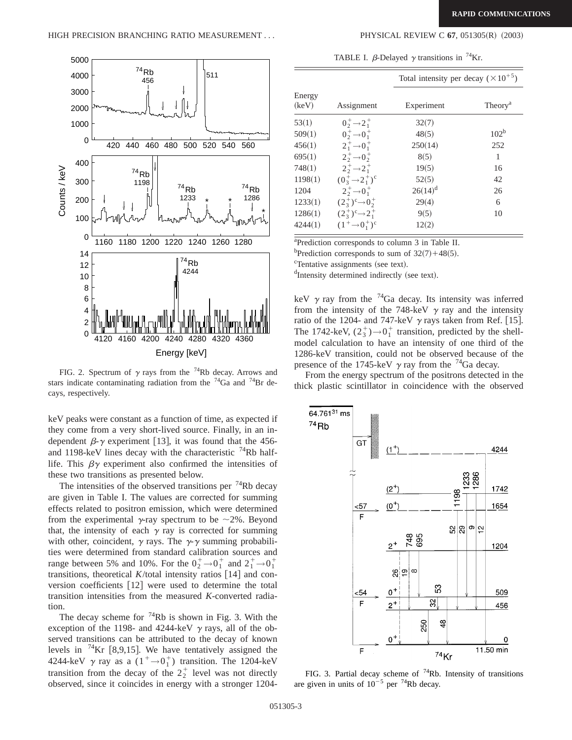FIG. 2. Spectrum of $\gamma$ rays from the $^{74}$Rb decay. Arrows and stars indicate contaminating radiation from the $^{74}$Ga and $^{74}$Br decays, respectively.

keV peaks were constant as a function of time, as expected if they come from a very short-lived source. Finally, in an independent $\beta$-$\gamma$ experiment [13], it was found that the 456- and 1198-keV lines decay with the characteristic $^{74}$Rb half-life. This $\beta\gamma$ experiment also confirmed the intensities of these two transitions as presented below.

The intensities of the observed transitions per $^{74}$Rb decay are given in Table I. The values are corrected for summing effects related to positron emission, which were determined from the experimental $\gamma$-ray spectrum to be $\sim$2%. Beyond that, the intensity of each $\gamma$ ray is corrected for summing with other, coincident, $\gamma$ rays. The $\gamma$-$\gamma$ summing probabilities were determined from standard calibration sources and range between 5% and 10%. For the $0_2^+ \rightarrow 0_1^+$ and $2_1^+ \rightarrow 0_1^+$ transitions, theoretical $K$/total intensity ratios [14] and conversion coefficients [12] were used to determine the total transition intensities from the measured $K$-converted radiation.

The decay scheme for $^{74}$Rb is shown in Fig. 3. With the exception of the 1198- and 4244-keV $\gamma$ rays, all of the observed transitions can be attributed to the decay of known levels in $^{74}$Kr [8,9,15]. We have tentatively assigned the 4244-keV $\gamma$ ray as a $(1^+ \rightarrow 0_1^+)$ transition. The 1204-keV transition from the decay of the $2_2^+$ level was not directly observed, since it coincides in energy with a stronger 1204-keV $\gamma$ ray from the $^{74}$Ga decay. Its intensity was inferred from the intensity of the 748-keV $\gamma$ ray and the intensity ratio of the 1204- and 747-keV $\gamma$ rays taken from Ref. [15]. The 1742-keV, $(2_3^+) \rightarrow 0_1^+$ transition, predicted by the shell-model calculation to have an intensity of one third of the 1286-keV transition, could not be observed because of the presence of the 1745-keV $\gamma$ ray from the $^{74}$Ga decay.

From the energy spectrum of the positrons detected in the thick plastic scintillator in coincidence with the observed

TABLE I. $\beta$-Delayed $\gamma$ transitions in $^{74}$Kr.

| Energy (keV) | Assignment | Total intensity per decay ($\times 10^{+5}$) Experiment | Theory[a] |
|---|---|---|---|
| 53(1) | $0_2^+ \rightarrow 2_1^+$ | 32(7) | |
| 509(1) | $0_2^+ \rightarrow 0_1^+$ | 48(5) | 102[b] |
| 456(1) | $2_1^+ \rightarrow 0_1^+$ | 250(14) | 252 |
| 695(1) | $2_2^+ \rightarrow 0_2^+$ | 8(5) | 1 |
| 748(1) | $2_2^+ \rightarrow 2_1^+$ | 19(5) | 16 |
| 1198(1) | $(0_3^+ \rightarrow 2_1^+)$[c] | 52(5) | 42 |
| 1204 | $2_2^+ \rightarrow 0_1^+$ | 26(14)[d] | 26 |
| 1233(1) | $(2_3^+)$[c]$\rightarrow 0_2^+$ | 29(4) | 6 |
| 1286(1) | $(2_3^+)$[c]$\rightarrow 2_1^+$ | 9(5) | 10 |
| 4244(1) | $(1^+ \rightarrow 0_1^+)$[c] | 12(2) | |

[a]Prediction corresponds to column 3 in Table II.

[b]Prediction corresponds to sum of 32(7)+48(5).

[c]Tentative assignments (see text).

[d]Intensity determined indirectly (see text).

FIG. 3. Partial decay scheme of $^{74}$Rb. Intensity of transitions are given in units of $10^{-5}$ per $^{74}$Rb decay.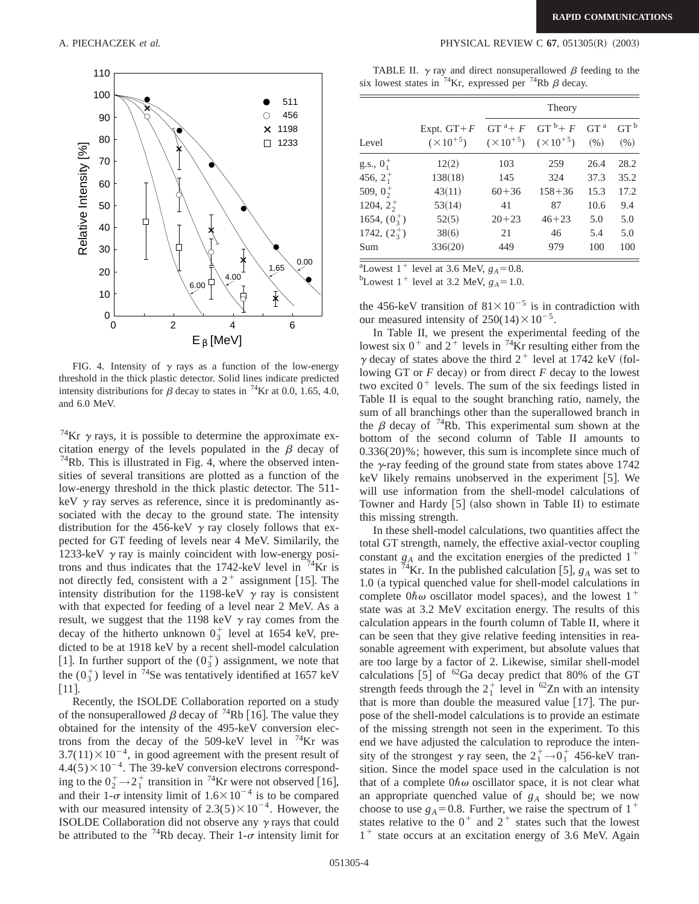FIG. 4. Intensity of $\gamma$ rays as a function of the low-energy threshold in the thick plastic detector. Solid lines indicate predicted intensity distributions for $\beta$ decay to states in $^{74}$Kr at 0.0, 1.65, 4.0, and 6.0 MeV.

$^{74}$Kr $\gamma$ rays, it is possible to determine the approximate excitation energy of the levels populated in the $\beta$ decay of $^{74}$Rb. This is illustrated in Fig. 4, where the observed intensities of several transitions are plotted as a function of the low-energy threshold in the thick plastic detector. The 511-keV $\gamma$ ray serves as reference, since it is predominantly associated with the decay to the ground state. The intensity distribution for the 456-keV $\gamma$ ray closely follows that expected for GT feeding of levels near 4 MeV. Similarily, the 1233-keV $\gamma$ ray is mainly coincident with low-energy positrons and thus indicates that the 1742-keV level in $^{74}$Kr is not directly fed, consistent with a $2^+$ assignment [15]. The intensity distribution for the 1198-keV $\gamma$ ray is consistent with that expected for feeding of a level near 2 MeV. As a result, we suggest that the 1198 keV $\gamma$ ray comes from the decay of the hitherto unknown $0_3^+$ level at 1654 keV, predicted to be at 1918 keV by a recent shell-model calculation [1]. In further support of the $(0_3^+)$ assignment, we note that the $(0_3^+)$ level in $^{74}$Se was tentatively identified at 1657 keV [11].

Recently, the ISOLDE Collaboration reported on a study of the nonsuperallowed $\beta$ decay of $^{74}$Rb [16]. The value they obtained for the intensity of the 495-keV conversion electrons from the decay of the 509-keV level in $^{74}$Kr was $3.7(11)\times10^{-4}$, in good agreement with the present result of $4.4(5)\times10^{-4}$. The 39-keV conversion electrons corresponding to the $0_2^+\rightarrow2_1^+$ transition in $^{74}$Kr were not observed [16], and their 1-$\sigma$ intensity limit of $1.6\times10^{-4}$ is to be compared with our measured intensity of $2.3(5)\times10^{-4}$. However, the ISOLDE Collaboration did not observe any $\gamma$ rays that could be attributed to the $^{74}$Rb decay. Their 1-$\sigma$ intensity limit for the 456-keV transition of $81\times10^{-5}$ is in contradiction with our measured intensity of $250(14)\times10^{-5}$.

TABLE II. $\gamma$ ray and direct nonsuperallowed $\beta$ feeding to the six lowest states in $^{74}$Kr, expressed per $^{74}$Rb $\beta$ decay.

| | | Theory | | | |
|---|---|---|---|---|---|
| Level | Expt. GT+$F$ ($\times10^{+5}$) | GT [a]+ $F$ ($\times10^{+5}$) | GT [b]+ $F$ ($\times10^{+5}$) | GT [a] (%) | GT [b] (%) |
| g.s., $0_1^+$ | 12(2) | 103 | 259 | 26.4 | 28.2 |
| 456, $2_1^+$ | 138(18) | 145 | 324 | 37.3 | 35.2 |
| 509, $0_2^+$ | 43(11) | 60+36 | 158+36 | 15.3 | 17.2 |
| 1204, $2_2^+$ | 53(14) | 41 | 87 | 10.6 | 9.4 |
| 1654, $(0_3^+)$ | 52(5) | 20+23 | 46+23 | 5.0 | 5.0 |
| 1742, $(2_3^+)$ | 38(6) | 21 | 46 | 5.4 | 5.0 |
| Sum | 336(20) | 449 | 979 | 100 | 100 |

[a]Lowest $1^+$ level at 3.6 MeV, $g_A=0.8$.
[b]Lowest $1^+$ level at 3.2 MeV, $g_A=1.0$.

In Table II, we present the experimental feeding of the lowest six $0^+$ and $2^+$ levels in $^{74}$Kr resulting either from the $\gamma$ decay of states above the third $2^+$ level at 1742 keV (following GT or $F$ decay) or from direct $F$ decay to the lowest two excited $0^+$ levels. The sum of the six feedings listed in Table II is equal to the sought branching ratio, namely, the sum of all branchings other than the superallowed branch in the $\beta$ decay of $^{74}$Rb. This experimental sum shown at the bottom of the second column of Table II amounts to 0.336(20)%; however, this sum is incomplete since much of the $\gamma$-ray feeding of the ground state from states above 1742 keV likely remains unobserved in the experiment [5]. We will use information from the shell-model calculations of Towner and Hardy [5] (also shown in Table II) to estimate this missing strength.

In these shell-model calculations, two quantities affect the total GT strength, namely, the effective axial-vector coupling constant $g_A$ and the excitation energies of the predicted $1^+$ states in $^{74}$Kr. In the published calculation [5], $g_A$ was set to 1.0 (a typical quenched value for shell-model calculations in complete $0\hbar\omega$ oscillator model spaces), and the lowest $1^+$ state was at 3.2 MeV excitation energy. The results of this calculation appears in the fourth column of Table II, where it can be seen that they give relative feeding intensities in reasonable agreement with experiment, but absolute values that are too large by a factor of 2. Likewise, similar shell-model calculations [5] of $^{62}$Ga decay predict that 80% of the GT strength feeds through the $2_1^+$ level in $^{62}$Zn with an intensity that is more than double the measured value [17]. The purpose of the shell-model calculations is to provide an estimate of the missing strength not seen in the experiment. To this end we have adjusted the calculation to reproduce the intensity of the strongest $\gamma$ ray seen, the $2_1^+\rightarrow0_1^+$ 456-keV transition. Since the model space used in the calculation is not that of a complete $0\hbar\omega$ oscillator space, it is not clear what an appropriate quenched value of $g_A$ should be; we now choose to use $g_A=0.8$. Further, we raise the spectrum of $1^+$ states relative to the $0^+$ and $2^+$ states such that the lowest $1^+$ state occurs at an excitation energy of 3.6 MeV. Again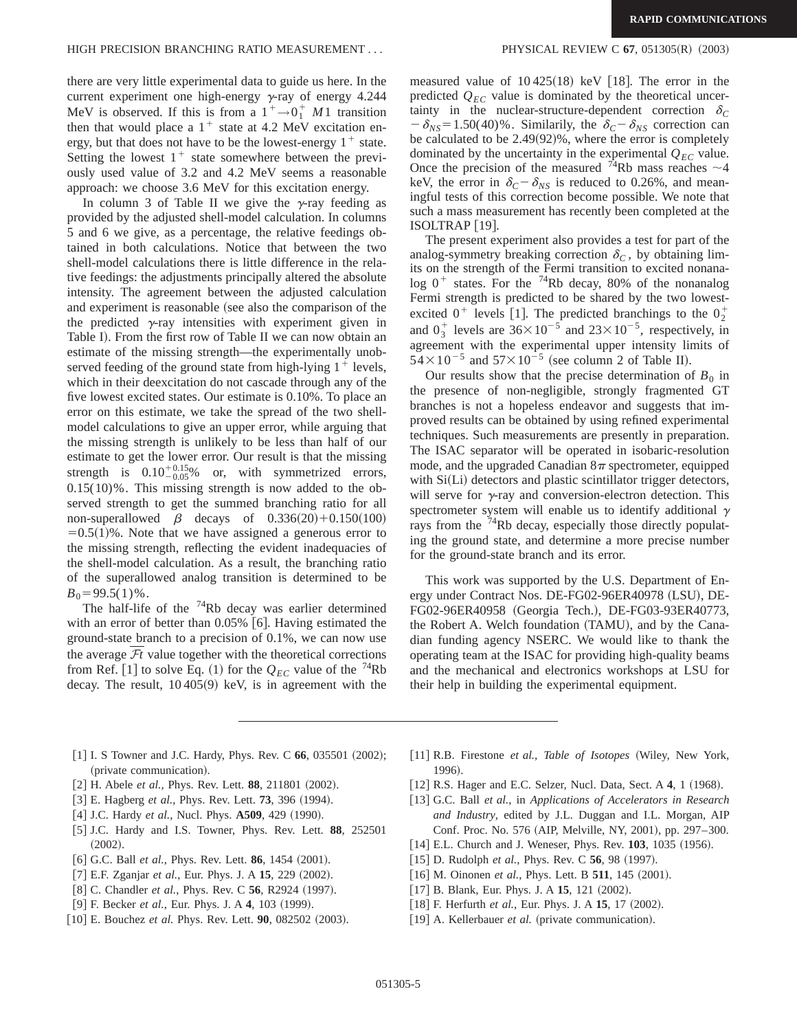there are very little experimental data to guide us here. In the current experiment one high-energy $\gamma$-ray of energy 4.244 MeV is observed. If this is from a $1^+ \rightarrow 0_1^+$ $M1$ transition then that would place a $1^+$ state at 4.2 MeV excitation energy, but that does not have to be the lowest-energy $1^+$ state. Setting the lowest $1^+$ state somewhere between the previously used value of 3.2 and 4.2 MeV seems a reasonable approach: we choose 3.6 MeV for this excitation energy.

In column 3 of Table II we give the $\gamma$-ray feeding as provided by the adjusted shell-model calculation. In columns 5 and 6 we give, as a percentage, the relative feedings obtained in both calculations. Notice that between the two shell-model calculations there is little difference in the relative feedings: the adjustments principally altered the absolute intensity. The agreement between the adjusted calculation and experiment is reasonable (see also the comparison of the the predicted $\gamma$-ray intensities with experiment given in Table I). From the first row of Table II we can now obtain an estimate of the missing strength—the experimentally unobserved feeding of the ground state from high-lying $1^+$ levels, which in their deexcitation do not cascade through any of the five lowest excited states. Our estimate is 0.10%. To place an error on this estimate, we take the spread of the two shell-model calculations to give an upper error, while arguing that the missing strength is unlikely to be less than half of our estimate to get the lower error. Our result is that the missing strength is $0.10^{+0.15}_{-0.05}\%$ or, with symmetrized errors, 0.15(10)%. This missing strength is now added to the observed strength to get the summed branching ratio for all non-superallowed $\beta$ decays of $0.336(20)+0.150(100)=0.5(1)\%$. Note that we have assigned a generous error to the missing strength, reflecting the evident inadequacies of the shell-model calculation. As a result, the branching ratio of the superallowed analog transition is determined to be $B_0=99.5(1)\%$.

The half-life of the $^{74}$Rb decay was earlier determined with an error of better than 0.05% [6]. Having estimated the ground-state branch to a precision of 0.1%, we can now use the average $\overline{\mathcal{F}t}$ value together with the theoretical corrections from Ref. [1] to solve Eq. (1) for the $Q_{EC}$ value of the $^{74}$Rb decay. The result, 10 405(9) keV, is in agreement with the measured value of 10 425(18) keV [18]. The error in the predicted $Q_{EC}$ value is dominated by the theoretical uncertainty in the nuclear-structure-dependent correction $\delta_C - \delta_{NS} = 1.50(40)\%$. Similarly, the $\delta_C - \delta_{NS}$ correction can be calculated to be 2.49(92)%, where the error is completely dominated by the uncertainty in the experimental $Q_{EC}$ value. Once the precision of the measured $^{74}$Rb mass reaches $\sim$4 keV, the error in $\delta_C - \delta_{NS}$ is reduced to 0.26%, and meaningful tests of this correction become possible. We note that such a mass measurement has recently been completed at the ISOLTRAP [19].

The present experiment also provides a test for part of the analog-symmetry breaking correction $\delta_C$, by obtaining limits on the strength of the Fermi transition to excited nonanalog $0^+$ states. For the $^{74}$Rb decay, 80% of the nonanalog Fermi strength is predicted to be shared by the two lowest-excited $0^+$ levels [1]. The predicted branchings to the $0_2^+$ and $0_3^+$ levels are $36\times10^{-5}$ and $23\times10^{-5}$, respectively, in agreement with the experimental upper intensity limits of $54\times10^{-5}$ and $57\times10^{-5}$ (see column 2 of Table II).

Our results show that the precise determination of $B_0$ in the presence of non-negligible, strongly fragmented GT branches is not a hopeless endeavor and suggests that improved results can be obtained by using refined experimental techniques. Such measurements are presently in preparation. The ISAC separator will be operated in isobaric-resolution mode, and the upgraded Canadian $8\pi$ spectrometer, equipped with Si(Li) detectors and plastic scintillator trigger detectors, will serve for $\gamma$-ray and conversion-electron detection. This spectrometer system will enable us to identify additional $\gamma$ rays from the $^{74}$Rb decay, especially those directly populating the ground state, and determine a more precise number for the ground-state branch and its error.

This work was supported by the U.S. Department of Energy under Contract Nos. DE-FG02-96ER40978 (LSU), DE-FG02-96ER40958 (Georgia Tech.), DE-FG03-93ER40773, the Robert A. Welch foundation (TAMU), and by the Canadian funding agency NSERC. We would like to thank the operating team at the ISAC for providing high-quality beams and the mechanical and electronics workshops at LSU for their help in building the experimental equipment.

---

[1] I. S Towner and J.C. Hardy, Phys. Rev. C **66**, 035501 (2002); (private communication).

[2] H. Abele *et al.*, Phys. Rev. Lett. **88**, 211801 (2002).

[3] E. Hagberg *et al.*, Phys. Rev. Lett. **73**, 396 (1994).

[4] J.C. Hardy *et al.*, Nucl. Phys. **A509**, 429 (1990).

[5] J.C. Hardy and I.S. Towner, Phys. Rev. Lett. **88**, 252501 (2002).

[6] G.C. Ball *et al.*, Phys. Rev. Lett. **86**, 1454 (2001).

[7] E.F. Zganjar *et al.*, Eur. Phys. J. A **15**, 229 (2002).

[8] C. Chandler *et al.*, Phys. Rev. C **56**, R2924 (1997).

[9] F. Becker *et al.*, Eur. Phys. J. A **4**, 103 (1999).

[10] E. Bouchez *et al.* Phys. Rev. Lett. **90**, 082502 (2003).

[11] R.B. Firestone *et al.*, *Table of Isotopes* (Wiley, New York, 1996).

[12] R.S. Hager and E.C. Selzer, Nucl. Data, Sect. A **4**, 1 (1968).

[13] G.C. Ball *et al.*, in *Applications of Accelerators in Research and Industry*, edited by J.L. Duggan and I.L. Morgan, AIP Conf. Proc. No. 576 (AIP, Melville, NY, 2001), pp. 297–300.

[14] E.L. Church and J. Weneser, Phys. Rev. **103**, 1035 (1956).

[15] D. Rudolph *et al.*, Phys. Rev. C **56**, 98 (1997).

[16] M. Oinonen *et al.*, Phys. Lett. B **511**, 145 (2001).

[17] B. Blank, Eur. Phys. J. A **15**, 121 (2002).

[18] F. Herfurth *et al.*, Eur. Phys. J. A **15**, 17 (2002).

[19] A. Kellerbauer *et al.* (private communication).